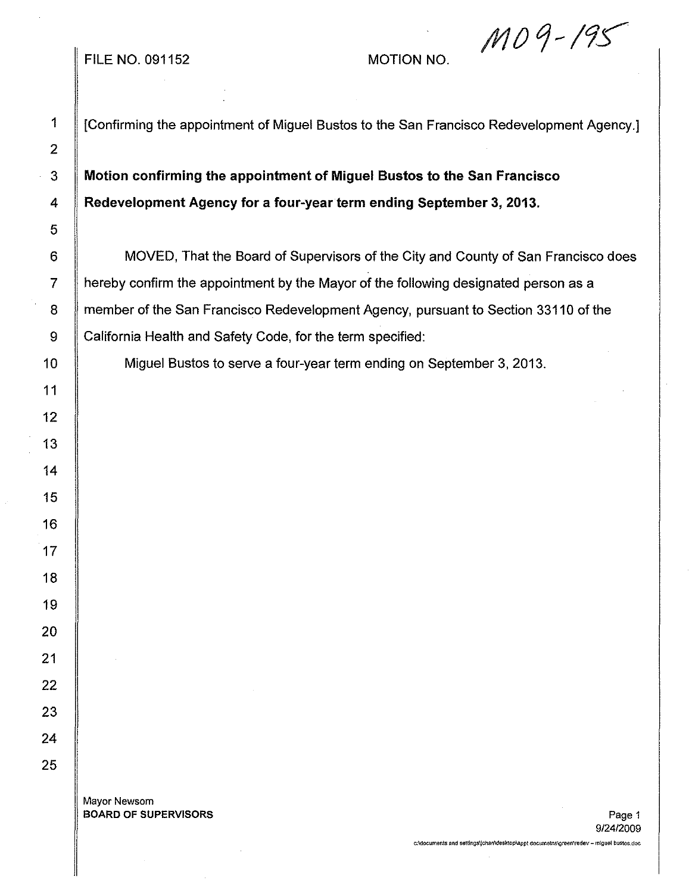FILE NO. 091152 MOTION NO. M09-195

[Confirming the appointment of Miguel Bustos to the San Francisco Redevelopment Agency.]

**Motion confirming the appointment of Miguel Bustos to the San Francisco Redevelopment Agency for a four-year term ending September 3, 2013.**

MOVED, That the Board of Supervisors of the City and County of San Francisco does hereby confirm the appointment by the Mayor of the following designated person as a member of the San Francisco Redevelopment Agency, pursuant to Section 33110 of the California Health and Safety Code, for the term specified:

Miguel Bustos to serve a four-year term ending on September 3, 2013.

Mayor Newsom
**BOARD OF SUPERVISORS**

9/24/2009

c:\documents and settings\jchan\desktop\appt documetns\green\redev – miguel bustos.doc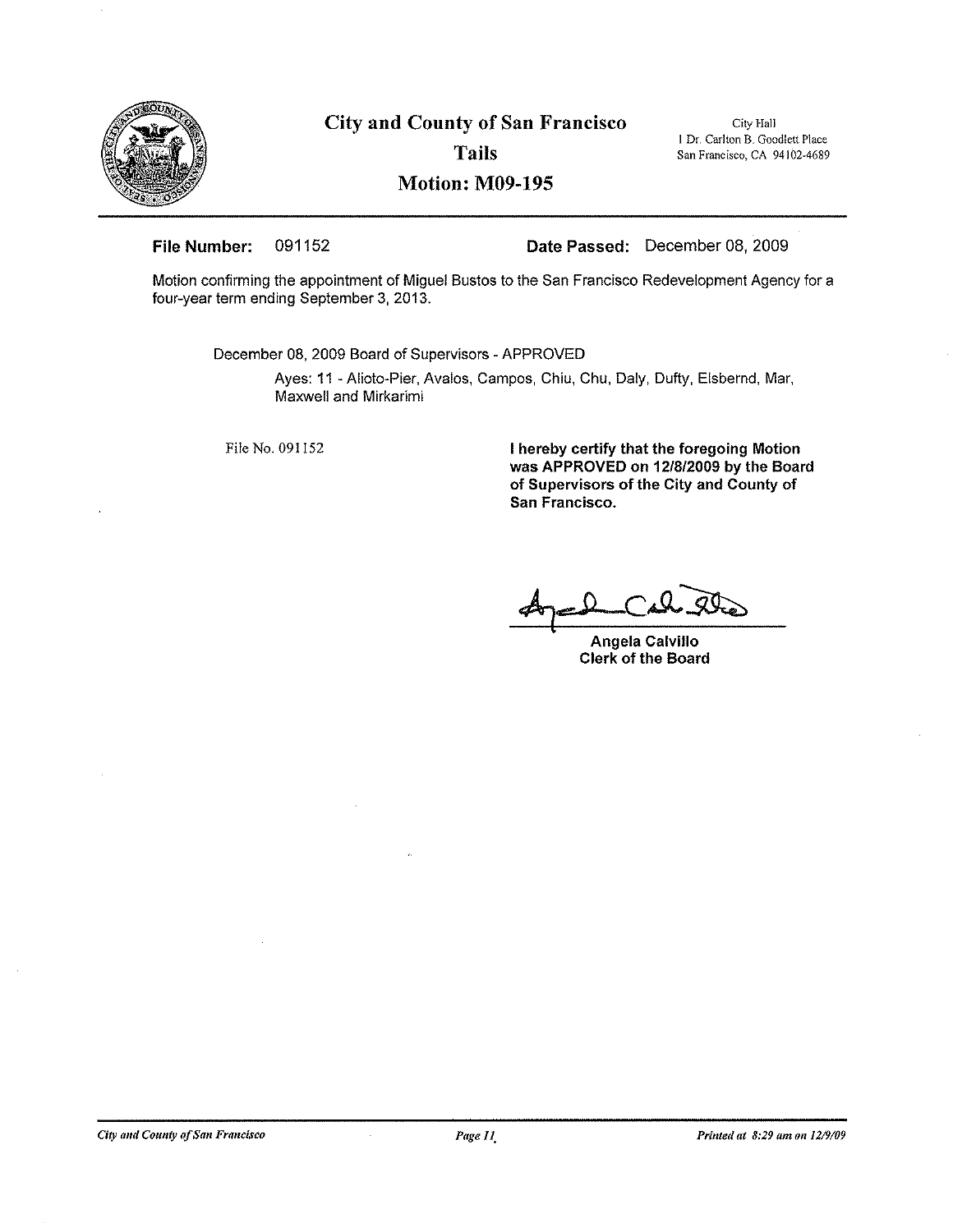# City and County of San Francisco

## Tails

## Motion: M09-195

City Hall
1 Dr. Carlton B. Goodlett Place
San Francisco, CA 94102-4689

**File Number:** 091152 **Date Passed:** December 08, 2009

Motion confirming the appointment of Miguel Bustos to the San Francisco Redevelopment Agency for a four-year term ending September 3, 2013.

December 08, 2009 Board of Supervisors - APPROVED

Ayes: 11 - Alioto-Pier, Avalos, Campos, Chiu, Chu, Daly, Dufty, Elsbernd, Mar, Maxwell and Mirkarimi

File No. 091152

**I hereby certify that the foregoing Motion was APPROVED on 12/8/2009 by the Board of Supervisors of the City and County of San Francisco.**

**Angela Calvillo**
**Clerk of the Board**

*City and County of San Francisco* *Printed at 8:29 am on 12/9/09*